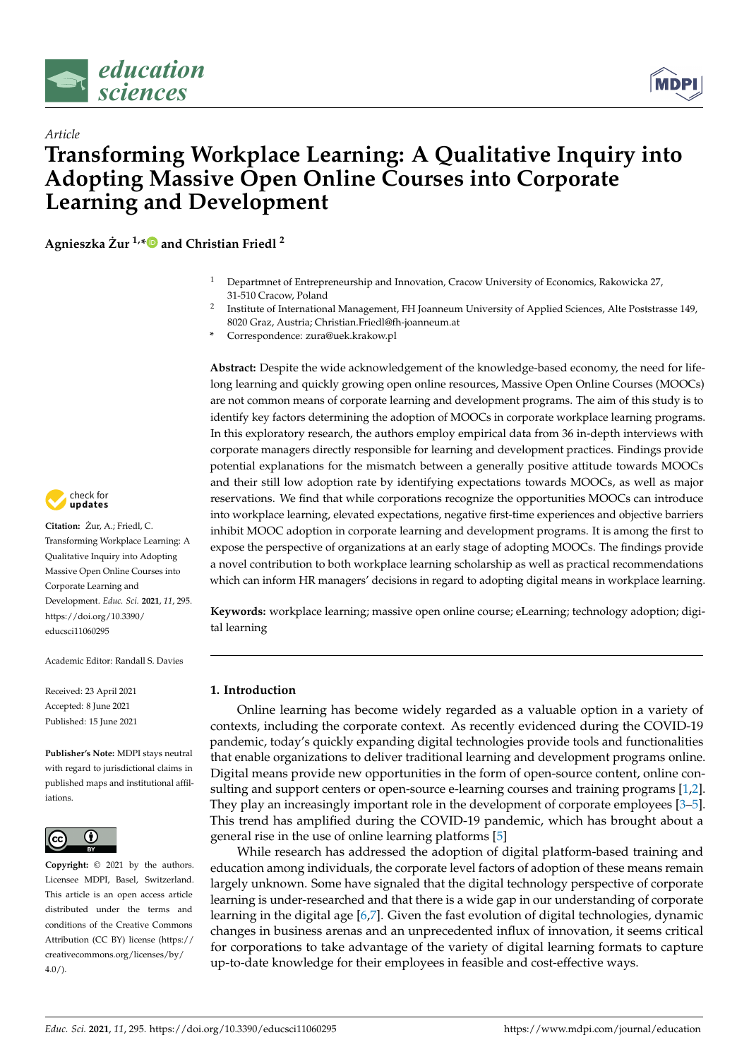*Article*

# Transforming Workplace Learning: A Qualitative Inquiry into Adopting Massive Open Online Courses into Corporate Learning and Development

**Agnieszka Żur [1,*] and Christian Friedl [2]**

[1] Departmnet of Entrepreneurship and Innovation, Cracow University of Economics, Rakowicka 27, 31-510 Cracow, Poland

[2] Institute of International Management, FH Joanneum University of Applied Sciences, Alte Poststrasse 149, 8020 Graz, Austria; Christian.Friedl@fh-joanneum.at

\* Correspondence: zura@uek.krakow.pl

**Abstract:** Despite the wide acknowledgement of the knowledge-based economy, the need for lifelong learning and quickly growing open online resources, Massive Open Online Courses (MOOCs) are not common means of corporate learning and development programs. The aim of this study is to identify key factors determining the adoption of MOOCs in corporate workplace learning programs. In this exploratory research, the authors employ empirical data from 36 in-depth interviews with corporate managers directly responsible for learning and development practices. Findings provide potential explanations for the mismatch between a generally positive attitude towards MOOCs and their still low adoption rate by identifying expectations towards MOOCs, as well as major reservations. We find that while corporations recognize the opportunities MOOCs can introduce into workplace learning, elevated expectations, negative first-time experiences and objective barriers inhibit MOOC adoption in corporate learning and development programs. It is among the first to expose the perspective of organizations at an early stage of adopting MOOCs. The findings provide a novel contribution to both workplace learning scholarship as well as practical recommendations which can inform HR managers' decisions in regard to adopting digital means in workplace learning.

**Keywords:** workplace learning; massive open online course; eLearning; technology adoption; digital learning

**Citation:** Żur, A.; Friedl, C. Transforming Workplace Learning: A Qualitative Inquiry into Adopting Massive Open Online Courses into Corporate Learning and Development. *Educ. Sci.* **2021**, *11*, 295. https://doi.org/10.3390/educsci11060295

Academic Editor: Randall S. Davies

Received: 23 April 2021
Accepted: 8 June 2021
Published: 15 June 2021

**Publisher's Note:** MDPI stays neutral with regard to jurisdictional claims in published maps and institutional affiliations.

**Copyright:** © 2021 by the authors. Licensee MDPI, Basel, Switzerland. This article is an open access article distributed under the terms and conditions of the Creative Commons Attribution (CC BY) license (https://creativecommons.org/licenses/by/4.0/).

## 1. Introduction

Online learning has become widely regarded as a valuable option in a variety of contexts, including the corporate context. As recently evidenced during the COVID-19 pandemic, today's quickly expanding digital technologies provide tools and functionalities that enable organizations to deliver traditional learning and development programs online. Digital means provide new opportunities in the form of open-source content, online consulting and support centers or open-source e-learning courses and training programs [1,2]. They play an increasingly important role in the development of corporate employees [3–5]. This trend has amplified during the COVID-19 pandemic, which has brought about a general rise in the use of online learning platforms [5]

While research has addressed the adoption of digital platform-based training and education among individuals, the corporate level factors of adoption of these means remain largely unknown. Some have signaled that the digital technology perspective of corporate learning is under-researched and that there is a wide gap in our understanding of corporate learning in the digital age [6,7]. Given the fast evolution of digital technologies, dynamic changes in business arenas and an unprecedented influx of innovation, it seems critical for corporations to take advantage of the variety of digital learning formats to capture up-to-date knowledge for their employees in feasible and cost-effective ways.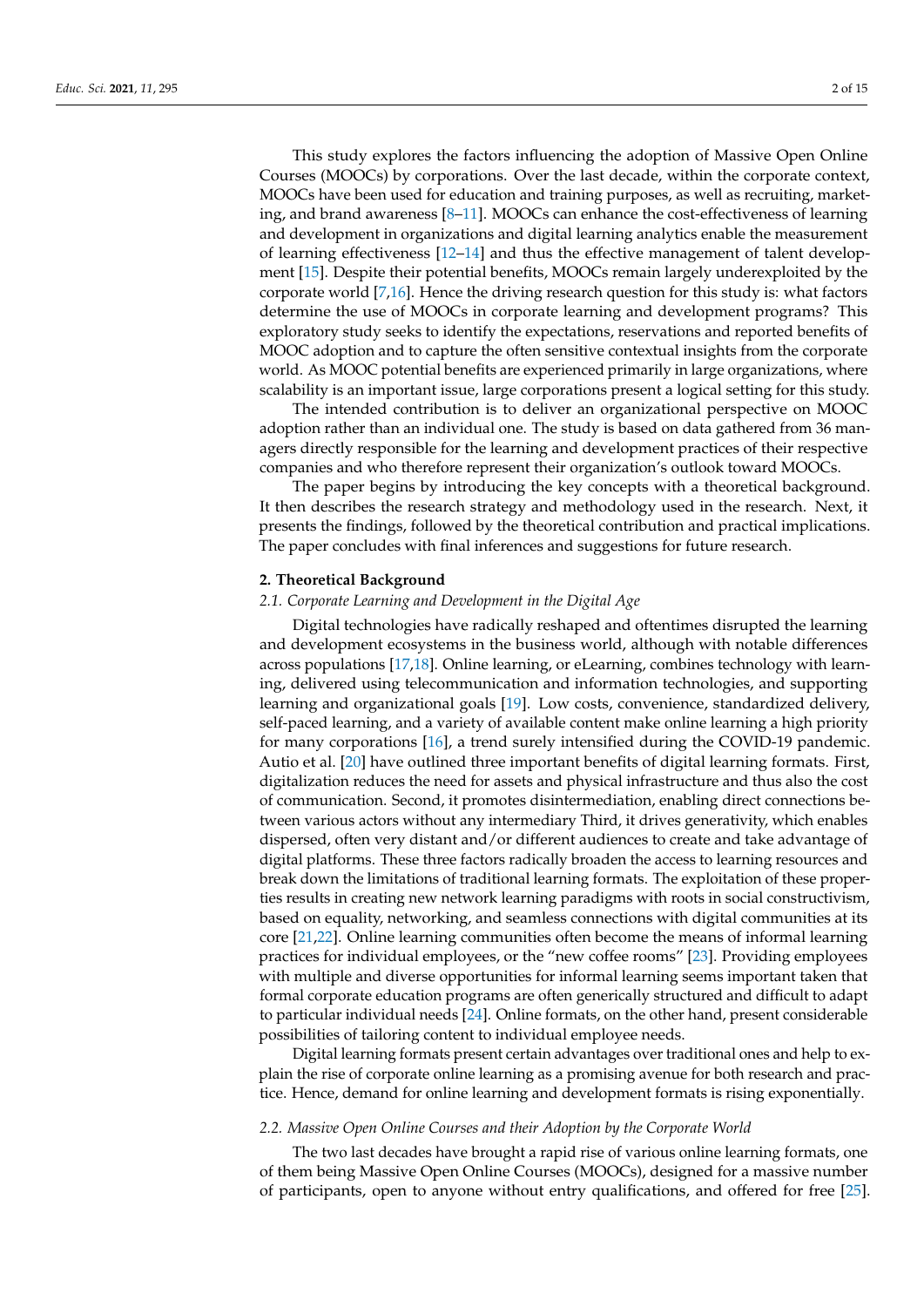This study explores the factors influencing the adoption of Massive Open Online Courses (MOOCs) by corporations. Over the last decade, within the corporate context, MOOCs have been used for education and training purposes, as well as recruiting, marketing, and brand awareness [8–11]. MOOCs can enhance the cost-effectiveness of learning and development in organizations and digital learning analytics enable the measurement of learning effectiveness [12–14] and thus the effective management of talent development [15]. Despite their potential benefits, MOOCs remain largely underexploited by the corporate world [7,16]. Hence the driving research question for this study is: what factors determine the use of MOOCs in corporate learning and development programs? This exploratory study seeks to identify the expectations, reservations and reported benefits of MOOC adoption and to capture the often sensitive contextual insights from the corporate world. As MOOC potential benefits are experienced primarily in large organizations, where scalability is an important issue, large corporations present a logical setting for this study.

The intended contribution is to deliver an organizational perspective on MOOC adoption rather than an individual one. The study is based on data gathered from 36 managers directly responsible for the learning and development practices of their respective companies and who therefore represent their organization's outlook toward MOOCs.

The paper begins by introducing the key concepts with a theoretical background. It then describes the research strategy and methodology used in the research. Next, it presents the findings, followed by the theoretical contribution and practical implications. The paper concludes with final inferences and suggestions for future research.

## 2. Theoretical Background

### 2.1. Corporate Learning and Development in the Digital Age

Digital technologies have radically reshaped and oftentimes disrupted the learning and development ecosystems in the business world, although with notable differences across populations [17,18]. Online learning, or eLearning, combines technology with learning, delivered using telecommunication and information technologies, and supporting learning and organizational goals [19]. Low costs, convenience, standardized delivery, self-paced learning, and a variety of available content make online learning a high priority for many corporations [16], a trend surely intensified during the COVID-19 pandemic. Autio et al. [20] have outlined three important benefits of digital learning formats. First, digitalization reduces the need for assets and physical infrastructure and thus also the cost of communication. Second, it promotes disintermediation, enabling direct connections between various actors without any intermediary Third, it drives generativity, which enables dispersed, often very distant and/or different audiences to create and take advantage of digital platforms. These three factors radically broaden the access to learning resources and break down the limitations of traditional learning formats. The exploitation of these properties results in creating new network learning paradigms with roots in social constructivism, based on equality, networking, and seamless connections with digital communities at its core [21,22]. Online learning communities often become the means of informal learning practices for individual employees, or the "new coffee rooms" [23]. Providing employees with multiple and diverse opportunities for informal learning seems important taken that formal corporate education programs are often generically structured and difficult to adapt to particular individual needs [24]. Online formats, on the other hand, present considerable possibilities of tailoring content to individual employee needs.

Digital learning formats present certain advantages over traditional ones and help to explain the rise of corporate online learning as a promising avenue for both research and practice. Hence, demand for online learning and development formats is rising exponentially.

### 2.2. Massive Open Online Courses and their Adoption by the Corporate World

The two last decades have brought a rapid rise of various online learning formats, one of them being Massive Open Online Courses (MOOCs), designed for a massive number of participants, open to anyone without entry qualifications, and offered for free [25].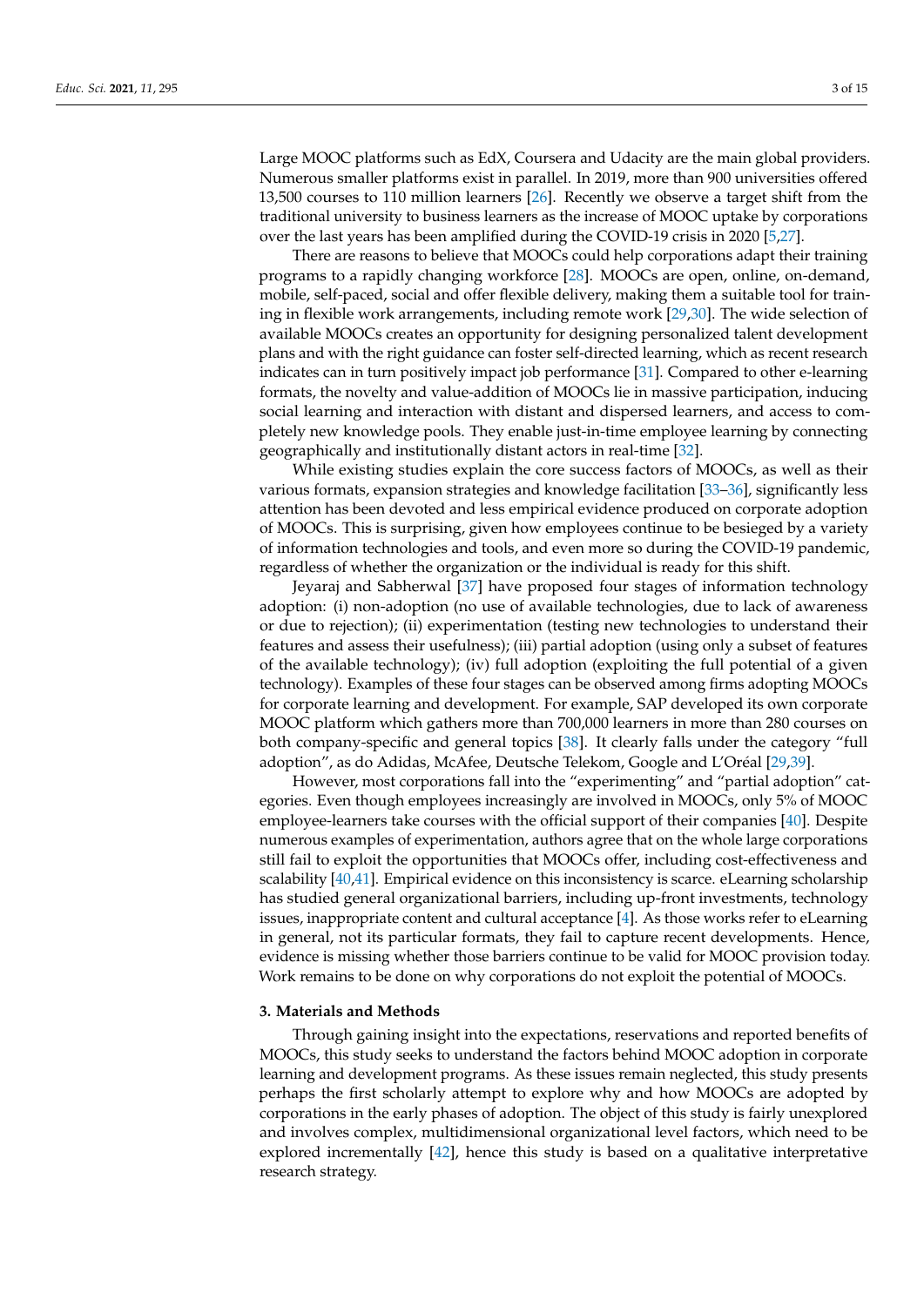Large MOOC platforms such as EdX, Coursera and Udacity are the main global providers. Numerous smaller platforms exist in parallel. In 2019, more than 900 universities offered 13,500 courses to 110 million learners [26]. Recently we observe a target shift from the traditional university to business learners as the increase of MOOC uptake by corporations over the last years has been amplified during the COVID-19 crisis in 2020 [5,27].

There are reasons to believe that MOOCs could help corporations adapt their training programs to a rapidly changing workforce [28]. MOOCs are open, online, on-demand, mobile, self-paced, social and offer flexible delivery, making them a suitable tool for training in flexible work arrangements, including remote work [29,30]. The wide selection of available MOOCs creates an opportunity for designing personalized talent development plans and with the right guidance can foster self-directed learning, which as recent research indicates can in turn positively impact job performance [31]. Compared to other e-learning formats, the novelty and value-addition of MOOCs lie in massive participation, inducing social learning and interaction with distant and dispersed learners, and access to completely new knowledge pools. They enable just-in-time employee learning by connecting geographically and institutionally distant actors in real-time [32].

While existing studies explain the core success factors of MOOCs, as well as their various formats, expansion strategies and knowledge facilitation [33–36], significantly less attention has been devoted and less empirical evidence produced on corporate adoption of MOOCs. This is surprising, given how employees continue to be besieged by a variety of information technologies and tools, and even more so during the COVID-19 pandemic, regardless of whether the organization or the individual is ready for this shift.

Jeyaraj and Sabherwal [37] have proposed four stages of information technology adoption: (i) non-adoption (no use of available technologies, due to lack of awareness or due to rejection); (ii) experimentation (testing new technologies to understand their features and assess their usefulness); (iii) partial adoption (using only a subset of features of the available technology); (iv) full adoption (exploiting the full potential of a given technology). Examples of these four stages can be observed among firms adopting MOOCs for corporate learning and development. For example, SAP developed its own corporate MOOC platform which gathers more than 700,000 learners in more than 280 courses on both company-specific and general topics [38]. It clearly falls under the category "full adoption", as do Adidas, McAfee, Deutsche Telekom, Google and L'Oréal [29,39].

However, most corporations fall into the "experimenting" and "partial adoption" categories. Even though employees increasingly are involved in MOOCs, only 5% of MOOC employee-learners take courses with the official support of their companies [40]. Despite numerous examples of experimentation, authors agree that on the whole large corporations still fail to exploit the opportunities that MOOCs offer, including cost-effectiveness and scalability [40,41]. Empirical evidence on this inconsistency is scarce. eLearning scholarship has studied general organizational barriers, including up-front investments, technology issues, inappropriate content and cultural acceptance [4]. As those works refer to eLearning in general, not its particular formats, they fail to capture recent developments. Hence, evidence is missing whether those barriers continue to be valid for MOOC provision today. Work remains to be done on why corporations do not exploit the potential of MOOCs.

## 3. Materials and Methods

Through gaining insight into the expectations, reservations and reported benefits of MOOCs, this study seeks to understand the factors behind MOOC adoption in corporate learning and development programs. As these issues remain neglected, this study presents perhaps the first scholarly attempt to explore why and how MOOCs are adopted by corporations in the early phases of adoption. The object of this study is fairly unexplored and involves complex, multidimensional organizational level factors, which need to be explored incrementally [42], hence this study is based on a qualitative interpretative research strategy.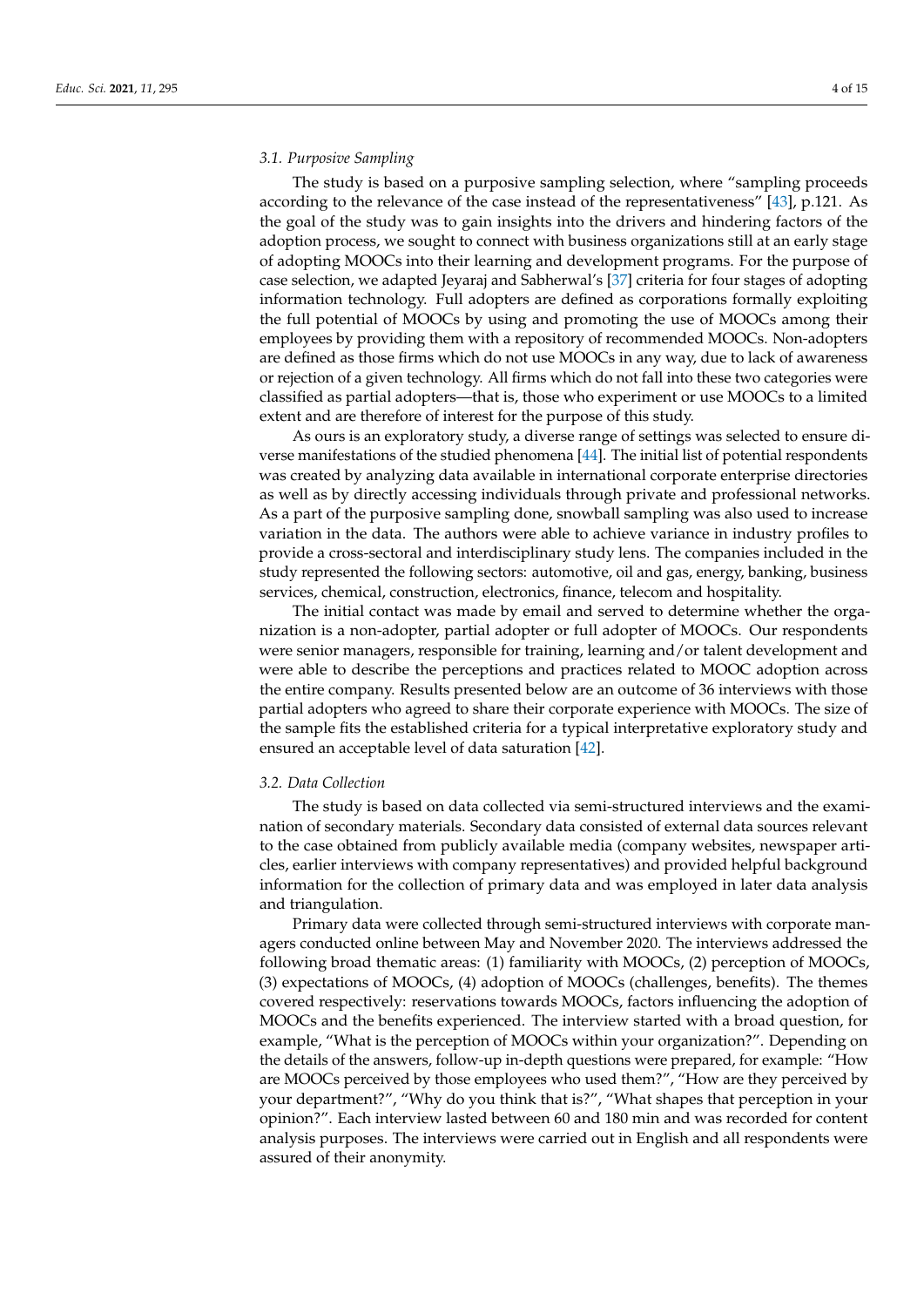### 3.1. Purposive Sampling

The study is based on a purposive sampling selection, where "sampling proceeds according to the relevance of the case instead of the representativeness" [43], p.121. As the goal of the study was to gain insights into the drivers and hindering factors of the adoption process, we sought to connect with business organizations still at an early stage of adopting MOOCs into their learning and development programs. For the purpose of case selection, we adapted Jeyaraj and Sabherwal's [37] criteria for four stages of adopting information technology. Full adopters are defined as corporations formally exploiting the full potential of MOOCs by using and promoting the use of MOOCs among their employees by providing them with a repository of recommended MOOCs. Non-adopters are defined as those firms which do not use MOOCs in any way, due to lack of awareness or rejection of a given technology. All firms which do not fall into these two categories were classified as partial adopters—that is, those who experiment or use MOOCs to a limited extent and are therefore of interest for the purpose of this study.

As ours is an exploratory study, a diverse range of settings was selected to ensure diverse manifestations of the studied phenomena [44]. The initial list of potential respondents was created by analyzing data available in international corporate enterprise directories as well as by directly accessing individuals through private and professional networks. As a part of the purposive sampling done, snowball sampling was also used to increase variation in the data. The authors were able to achieve variance in industry profiles to provide a cross-sectoral and interdisciplinary study lens. The companies included in the study represented the following sectors: automotive, oil and gas, energy, banking, business services, chemical, construction, electronics, finance, telecom and hospitality.

The initial contact was made by email and served to determine whether the organization is a non-adopter, partial adopter or full adopter of MOOCs. Our respondents were senior managers, responsible for training, learning and/or talent development and were able to describe the perceptions and practices related to MOOC adoption across the entire company. Results presented below are an outcome of 36 interviews with those partial adopters who agreed to share their corporate experience with MOOCs. The size of the sample fits the established criteria for a typical interpretative exploratory study and ensured an acceptable level of data saturation [42].

### 3.2. Data Collection

The study is based on data collected via semi-structured interviews and the examination of secondary materials. Secondary data consisted of external data sources relevant to the case obtained from publicly available media (company websites, newspaper articles, earlier interviews with company representatives) and provided helpful background information for the collection of primary data and was employed in later data analysis and triangulation.

Primary data were collected through semi-structured interviews with corporate managers conducted online between May and November 2020. The interviews addressed the following broad thematic areas: (1) familiarity with MOOCs, (2) perception of MOOCs, (3) expectations of MOOCs, (4) adoption of MOOCs (challenges, benefits). The themes covered respectively: reservations towards MOOCs, factors influencing the adoption of MOOCs and the benefits experienced. The interview started with a broad question, for example, "What is the perception of MOOCs within your organization?". Depending on the details of the answers, follow-up in-depth questions were prepared, for example: "How are MOOCs perceived by those employees who used them?", "How are they perceived by your department?", "Why do you think that is?", "What shapes that perception in your opinion?". Each interview lasted between 60 and 180 min and was recorded for content analysis purposes. The interviews were carried out in English and all respondents were assured of their anonymity.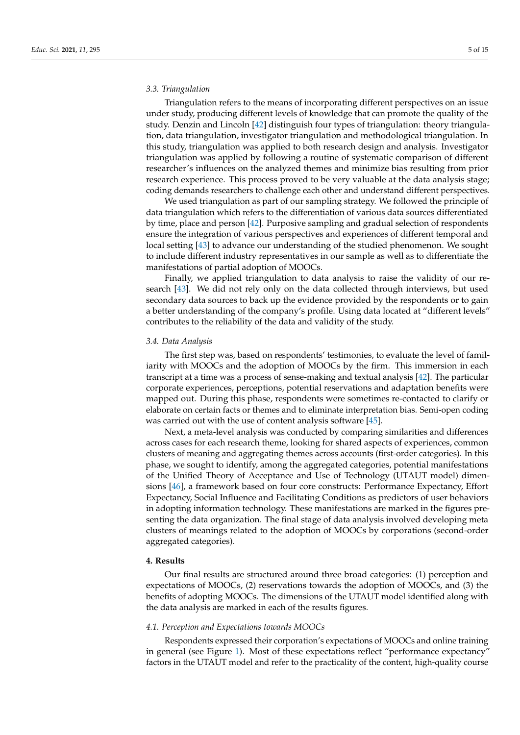### 3.3. Triangulation

Triangulation refers to the means of incorporating different perspectives on an issue under study, producing different levels of knowledge that can promote the quality of the study. Denzin and Lincoln [42] distinguish four types of triangulation: theory triangulation, data triangulation, investigator triangulation and methodological triangulation. In this study, triangulation was applied to both research design and analysis. Investigator triangulation was applied by following a routine of systematic comparison of different researcher's influences on the analyzed themes and minimize bias resulting from prior research experience. This process proved to be very valuable at the data analysis stage; coding demands researchers to challenge each other and understand different perspectives.

We used triangulation as part of our sampling strategy. We followed the principle of data triangulation which refers to the differentiation of various data sources differentiated by time, place and person [42]. Purposive sampling and gradual selection of respondents ensure the integration of various perspectives and experiences of different temporal and local setting [43] to advance our understanding of the studied phenomenon. We sought to include different industry representatives in our sample as well as to differentiate the manifestations of partial adoption of MOOCs.

Finally, we applied triangulation to data analysis to raise the validity of our research [43]. We did not rely only on the data collected through interviews, but used secondary data sources to back up the evidence provided by the respondents or to gain a better understanding of the company's profile. Using data located at "different levels" contributes to the reliability of the data and validity of the study.

### 3.4. Data Analysis

The first step was, based on respondents' testimonies, to evaluate the level of familiarity with MOOCs and the adoption of MOOCs by the firm. This immersion in each transcript at a time was a process of sense-making and textual analysis [42]. The particular corporate experiences, perceptions, potential reservations and adaptation benefits were mapped out. During this phase, respondents were sometimes re-contacted to clarify or elaborate on certain facts or themes and to eliminate interpretation bias. Semi-open coding was carried out with the use of content analysis software [45].

Next, a meta-level analysis was conducted by comparing similarities and differences across cases for each research theme, looking for shared aspects of experiences, common clusters of meaning and aggregating themes across accounts (first-order categories). In this phase, we sought to identify, among the aggregated categories, potential manifestations of the Unified Theory of Acceptance and Use of Technology (UTAUT model) dimensions [46], a framework based on four core constructs: Performance Expectancy, Effort Expectancy, Social Influence and Facilitating Conditions as predictors of user behaviors in adopting information technology. These manifestations are marked in the figures presenting the data organization. The final stage of data analysis involved developing meta clusters of meanings related to the adoption of MOOCs by corporations (second-order aggregated categories).

## 4. Results

Our final results are structured around three broad categories: (1) perception and expectations of MOOCs, (2) reservations towards the adoption of MOOCs, and (3) the benefits of adopting MOOCs. The dimensions of the UTAUT model identified along with the data analysis are marked in each of the results figures.

### 4.1. Perception and Expectations towards MOOCs

Respondents expressed their corporation's expectations of MOOCs and online training in general (see Figure 1). Most of these expectations reflect "performance expectancy" factors in the UTAUT model and refer to the practicality of the content, high-quality course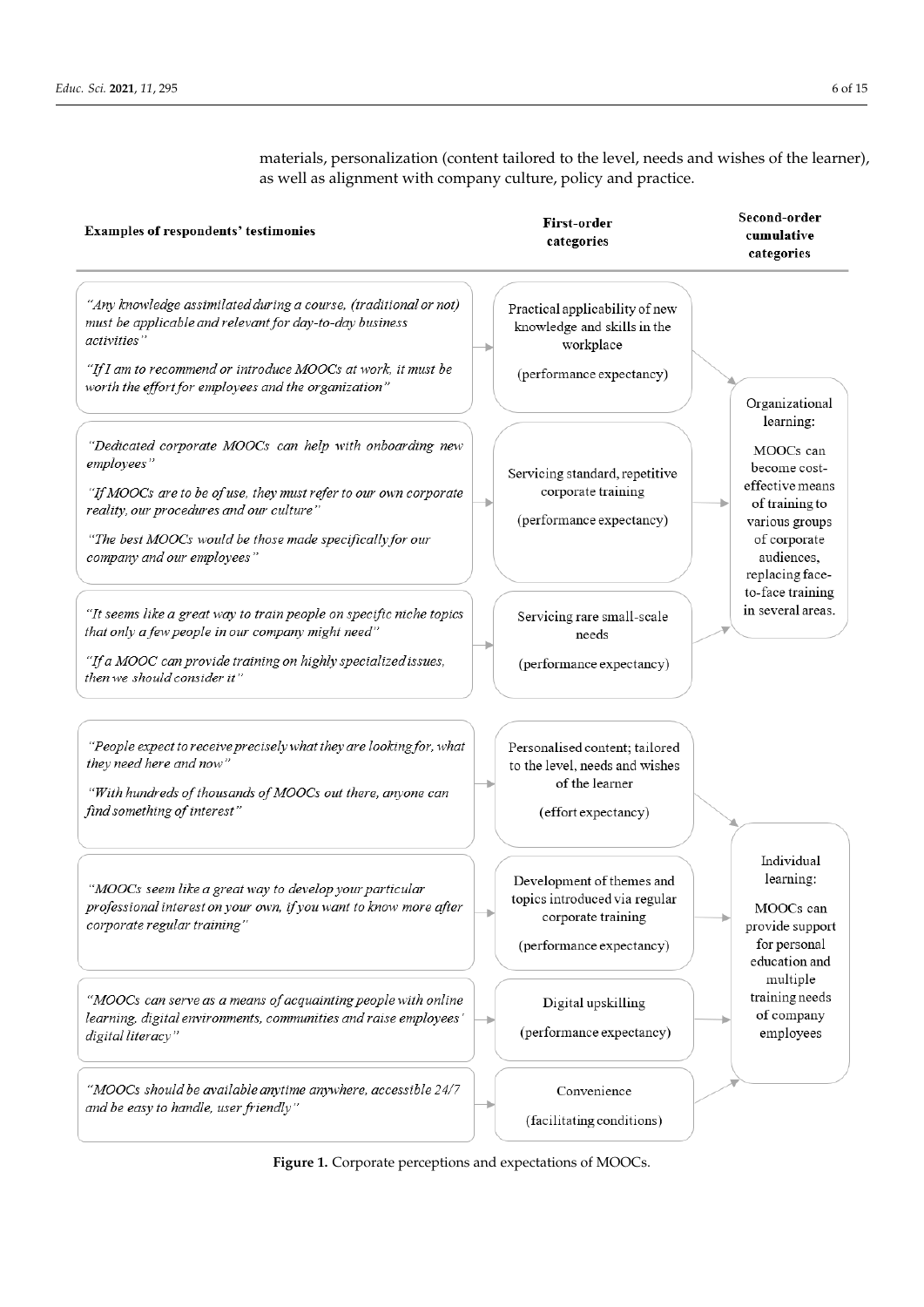materials, personalization (content tailored to the level, needs and wishes of the learner), as well as alignment with company culture, policy and practice.

| Examples of respondents' testimonies | First-order categories | Second-order cumulative categories |
|---|---|---|
| *"Any knowledge assimilated during a course, (traditional or not) must be applicable and relevant for day-to-day business activities"* *"If I am to recommend or introduce MOOCs at work, it must be worth the effort for employees and the organization"* | Practical applicability of new knowledge and skills in the workplace (performance expectancy) | Organizational learning: MOOCs can become cost-effective means of training to various groups of corporate audiences, replacing face-to-face training in several areas. |
| *"Dedicated corporate MOOCs can help with onboarding new employees"* *"If MOOCs are to be of use, they must refer to our own corporate reality, our procedures and our culture"* *"The best MOOCs would be those made specifically for our company and our employees"* | Servicing standard, repetitive corporate training (performance expectancy) | |
| *"It seems like a great way to train people on specific niche topics that only a few people in our company might need"* *"If a MOOC can provide training on highly specialized issues, then we should consider it"* | Servicing rare small-scale needs (performance expectancy) | |
| *"People expect to receive precisely what they are looking for, what they need here and now"* *"With hundreds of thousands of MOOCs out there, anyone can find something of interest"* | Personalised content; tailored to the level, needs and wishes of the learner (effort expectancy) | Individual learning: MOOCs can provide support for personal education and multiple training needs of company employees |
| *"MOOCs seem like a great way to develop your particular professional interest on your own, if you want to know more after corporate regular training"* | Development of themes and topics introduced via regular corporate training (performance expectancy) | |
| *"MOOCs can serve as a means of acquainting people with online learning, digital environments, communities and raise employees' digital literacy"* | Digital upskilling (performance expectancy) | |
| *"MOOCs should be available anytime anywhere, accessible 24/7 and be easy to handle, user friendly"* | Convenience (facilitating conditions) | |

**Figure 1.** Corporate perceptions and expectations of MOOCs.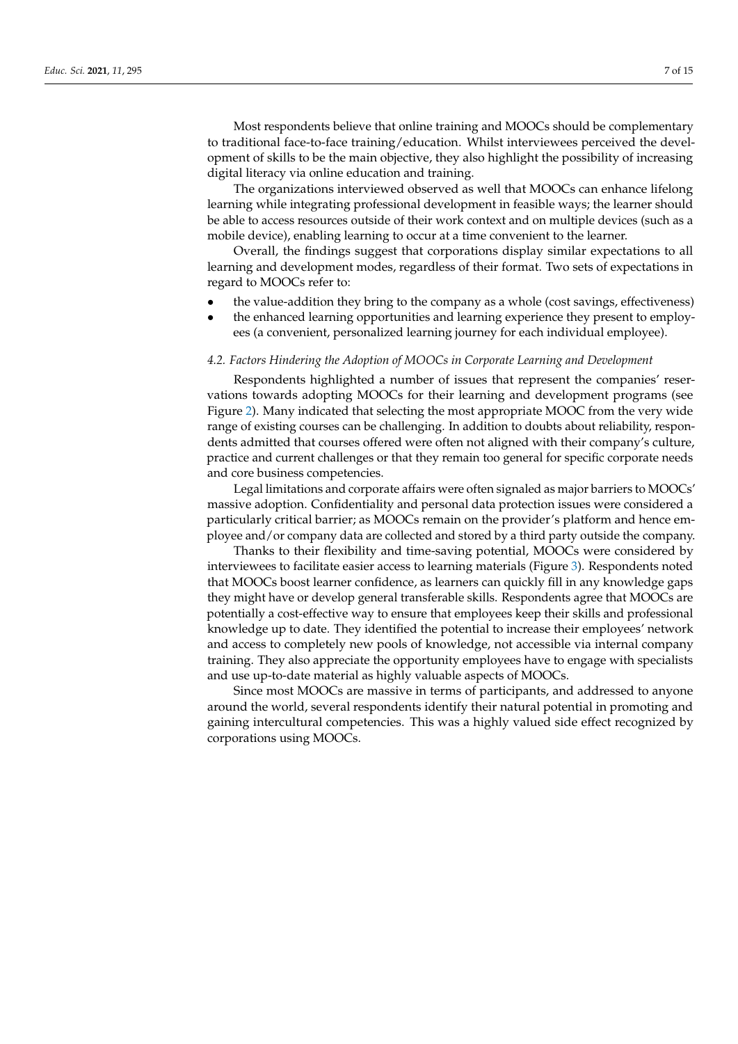Most respondents believe that online training and MOOCs should be complementary to traditional face-to-face training/education. Whilst interviewees perceived the development of skills to be the main objective, they also highlight the possibility of increasing digital literacy via online education and training.

The organizations interviewed observed as well that MOOCs can enhance lifelong learning while integrating professional development in feasible ways; the learner should be able to access resources outside of their work context and on multiple devices (such as a mobile device), enabling learning to occur at a time convenient to the learner.

Overall, the findings suggest that corporations display similar expectations to all learning and development modes, regardless of their format. Two sets of expectations in regard to MOOCs refer to:

- the value-addition they bring to the company as a whole (cost savings, effectiveness)
- the enhanced learning opportunities and learning experience they present to employees (a convenient, personalized learning journey for each individual employee).

### *4.2. Factors Hindering the Adoption of MOOCs in Corporate Learning and Development*

Respondents highlighted a number of issues that represent the companies' reservations towards adopting MOOCs for their learning and development programs (see Figure 2). Many indicated that selecting the most appropriate MOOC from the very wide range of existing courses can be challenging. In addition to doubts about reliability, respondents admitted that courses offered were often not aligned with their company's culture, practice and current challenges or that they remain too general for specific corporate needs and core business competencies.

Legal limitations and corporate affairs were often signaled as major barriers to MOOCs' massive adoption. Confidentiality and personal data protection issues were considered a particularly critical barrier; as MOOCs remain on the provider's platform and hence employee and/or company data are collected and stored by a third party outside the company.

Thanks to their flexibility and time-saving potential, MOOCs were considered by interviewees to facilitate easier access to learning materials (Figure 3). Respondents noted that MOOCs boost learner confidence, as learners can quickly fill in any knowledge gaps they might have or develop general transferable skills. Respondents agree that MOOCs are potentially a cost-effective way to ensure that employees keep their skills and professional knowledge up to date. They identified the potential to increase their employees' network and access to completely new pools of knowledge, not accessible via internal company training. They also appreciate the opportunity employees have to engage with specialists and use up-to-date material as highly valuable aspects of MOOCs.

Since most MOOCs are massive in terms of participants, and addressed to anyone around the world, several respondents identify their natural potential in promoting and gaining intercultural competencies. This was a highly valued side effect recognized by corporations using MOOCs.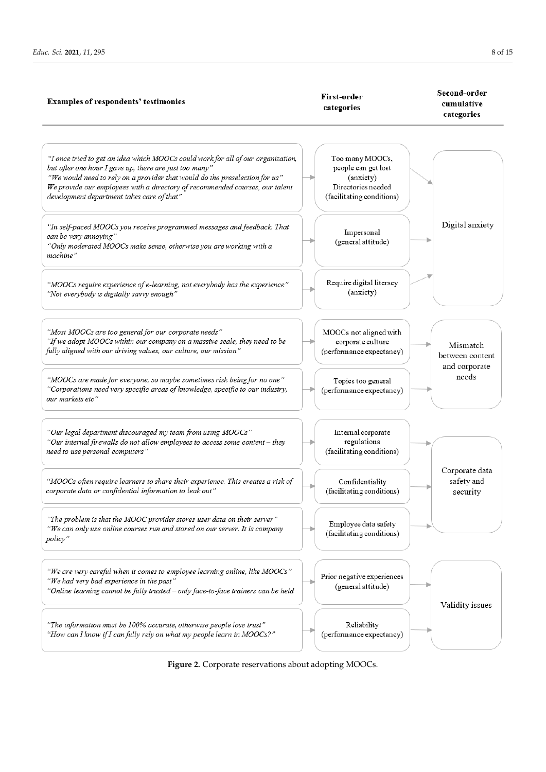| Examples of respondents' testimonies | First-order categories | Second-order cumulative categories |
|---|---|---|
| *"I once tried to get an idea which MOOCs could work for all of our organization, but after one hour I gave up, there are just too many"* *"We would need to rely on a provider that would do the preselection for us"* *We provide our employees with a directory of recommended courses, our talent development department takes care of that"* | Too many MOOCs, people can get lost (anxiety) Directories needed (facilitating conditions) | Digital anxiety |
| *"In self-paced MOOCs you receive programmed messages and feedback. That can be very annoying"* *"Only moderated MOOCs make sense, otherwise you are working with a machine"* | Impersonal (general attitude) | Digital anxiety |
| *"MOOCs require experience of e-learning, not everybody has the experience"* *"Not everybody is digitally savvy enough"* | Require digital literacy (anxiety) | Digital anxiety |
| *"Most MOOCs are too general for our corporate needs"* *"If we adopt MOOCs within our company on a massive scale, they need to be fully aligned with our driving values, our culture, our mission"* | MOOCs not aligned with corporate culture (performance expectancy) | Mismatch between content and corporate needs |
| *"MOOCs are made for everyone, so maybe sometimes risk being for no one"* *"Corporations need very specific areas of knowledge, specific to our industry, our markets etc"* | Topics too general (performance expectancy) | Mismatch between content and corporate needs |
| *"Our legal department discouraged my team from using MOOCs"* *"Our internal firewalls do not allow employees to access some content – they need to use personal computers"* | Internal corporate regulations (facilitating conditions) | Corporate data safety and security |
| *"MOOCs often require learners to share their experience. This creates a risk of corporate data or confidential information to leak out"* | Confidentiality (facilitating conditions) | Corporate data safety and security |
| *"The problem is that the MOOC provider stores user data on their server"* *"We can only use online courses run and stored on our server. It is company policy"* | Employee data safety (facilitating conditions) | Corporate data safety and security |
| *"We are very careful when it comes to employee learning online, like MOOCs"* *"We had very bad experience in the past"* *"Online learning cannot be fully trusted – only face-to-face trainers can be held* | Prior negative experiences (general attitude) | Validity issues |
| *"The information must be 100% accurate, otherwise people lose trust"* *"How can I know if I can fully rely on what my people learn in MOOCs?"* | Reliability (performance expectancy) | Validity issues |

**Figure 2.** Corporate reservations about adopting MOOCs.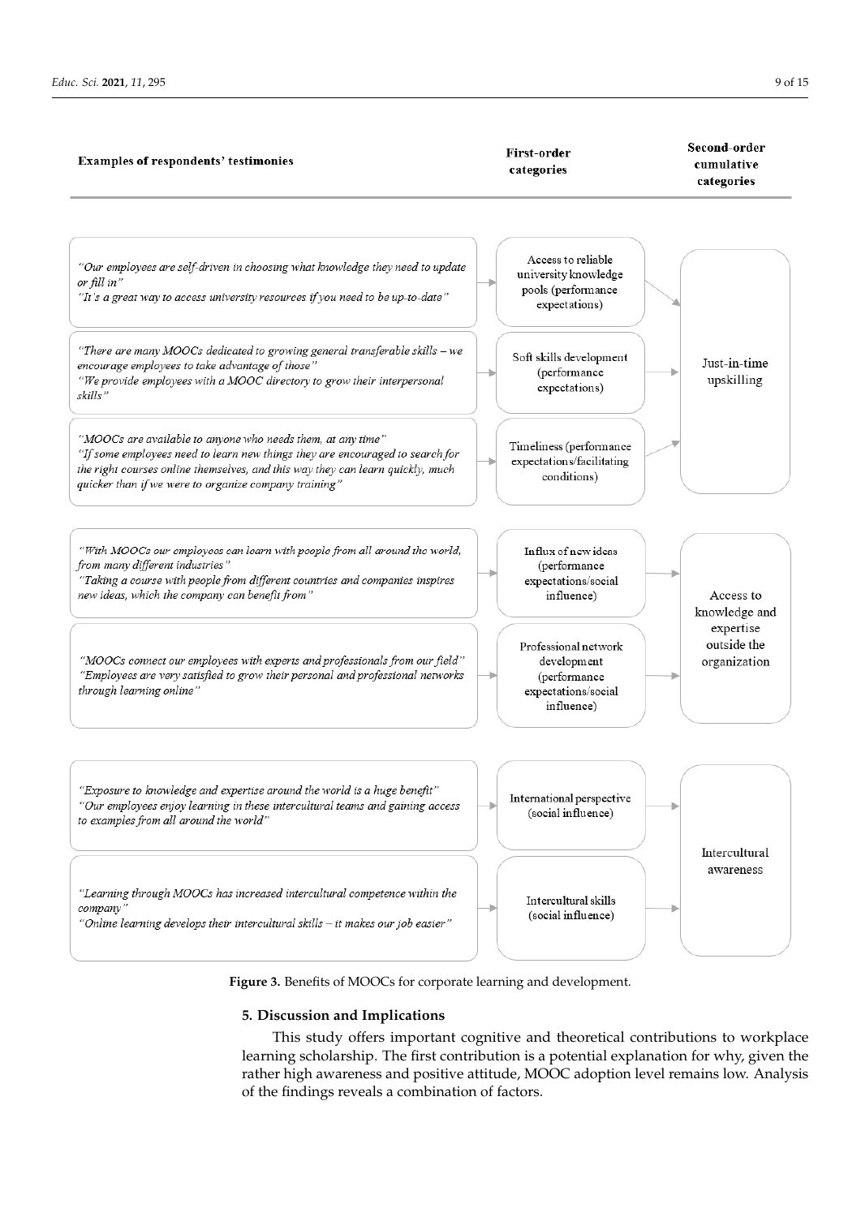| Examples of respondents' testimonies | First-order categories | Second-order cumulative categories |
| --- | --- | --- |
| *"Our employees are self-driven in choosing what knowledge they need to update or fill in"* *"It's a great way to access university resources if you need to be up-to-date"* | Access to reliable university knowledge pools (performance expectations) | Just-in-time upskilling |
| *"There are many MOOCs dedicated to growing general transferable skills – we encourage employees to take advantage of those"* *"We provide employees with a MOOC directory to grow their interpersonal skills"* | Soft skills development (performance expectations) | |
| *"MOOCs are available to anyone who needs them, at any time"* *"If some employees need to learn new things they are encouraged to search for the right courses online themselves, and this way they can learn quickly, much quicker than if we were to organize company training"* | Timeliness (performance expectations/facilitating conditions) | |
| *"With MOOCs our employees can learn with people from all around the world, from many different industries"* *"Taking a course with people from different countries and companies inspires new ideas, which the company can benefit from"* | Influx of new ideas (performance expectations/social influence) | Access to knowledge and expertise outside the organization |
| *"MOOCs connect our employees with experts and professionals from our field"* *"Employees are very satisfied to grow their personal and professional networks through learning online"* | Professional network development (performance expectations/social influence) | |
| *"Exposure to knowledge and expertise around the world is a huge benefit"* *"Our employees enjoy learning in these intercultural teams and gaining access to examples from all around the world"* | International perspective (social influence) | Intercultural awareness |
| *"Learning through MOOCs has increased intercultural competence within the company"* *"Online learning develops their intercultural skills – it makes our job easier"* | Intercultural skills (social influence) | |

**Figure 3.** Benefits of MOOCs for corporate learning and development.

## 5. Discussion and Implications

This study offers important cognitive and theoretical contributions to workplace learning scholarship. The first contribution is a potential explanation for why, given the rather high awareness and positive attitude, MOOC adoption level remains low. Analysis of the findings reveals a combination of factors.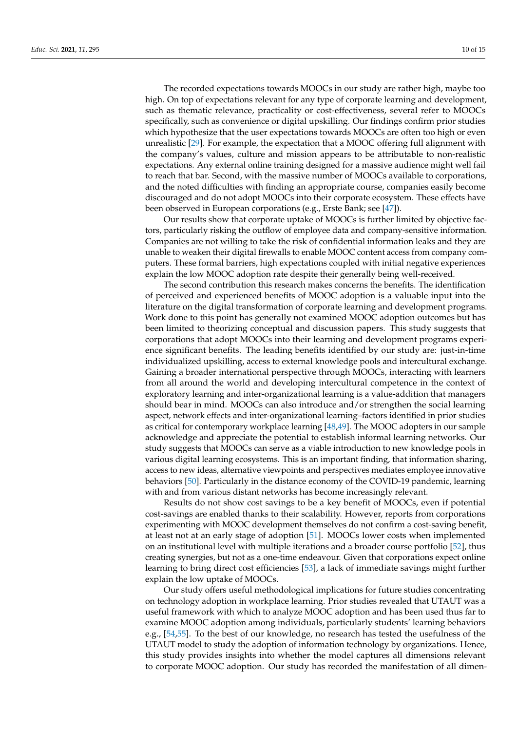The recorded expectations towards MOOCs in our study are rather high, maybe too high. On top of expectations relevant for any type of corporate learning and development, such as thematic relevance, practicality or cost-effectiveness, several refer to MOOCs specifically, such as convenience or digital upskilling. Our findings confirm prior studies which hypothesize that the user expectations towards MOOCs are often too high or even unrealistic [29]. For example, the expectation that a MOOC offering full alignment with the company's values, culture and mission appears to be attributable to non-realistic expectations. Any external online training designed for a massive audience might well fail to reach that bar. Second, with the massive number of MOOCs available to corporations, and the noted difficulties with finding an appropriate course, companies easily become discouraged and do not adopt MOOCs into their corporate ecosystem. These effects have been observed in European corporations (e.g., Erste Bank; see [47]).

Our results show that corporate uptake of MOOCs is further limited by objective factors, particularly risking the outflow of employee data and company-sensitive information. Companies are not willing to take the risk of confidential information leaks and they are unable to weaken their digital firewalls to enable MOOC content access from company computers. These formal barriers, high expectations coupled with initial negative experiences explain the low MOOC adoption rate despite their generally being well-received.

The second contribution this research makes concerns the benefits. The identification of perceived and experienced benefits of MOOC adoption is a valuable input into the literature on the digital transformation of corporate learning and development programs. Work done to this point has generally not examined MOOC adoption outcomes but has been limited to theorizing conceptual and discussion papers. This study suggests that corporations that adopt MOOCs into their learning and development programs experience significant benefits. The leading benefits identified by our study are: just-in-time individualized upskilling, access to external knowledge pools and intercultural exchange. Gaining a broader international perspective through MOOCs, interacting with learners from all around the world and developing intercultural competence in the context of exploratory learning and inter-organizational learning is a value-addition that managers should bear in mind. MOOCs can also introduce and/or strengthen the social learning aspect, network effects and inter-organizational learning–factors identified in prior studies as critical for contemporary workplace learning [48,49]. The MOOC adopters in our sample acknowledge and appreciate the potential to establish informal learning networks. Our study suggests that MOOCs can serve as a viable introduction to new knowledge pools in various digital learning ecosystems. This is an important finding, that information sharing, access to new ideas, alternative viewpoints and perspectives mediates employee innovative behaviors [50]. Particularly in the distance economy of the COVID-19 pandemic, learning with and from various distant networks has become increasingly relevant.

Results do not show cost savings to be a key benefit of MOOCs, even if potential cost-savings are enabled thanks to their scalability. However, reports from corporations experimenting with MOOC development themselves do not confirm a cost-saving benefit, at least not at an early stage of adoption [51]. MOOCs lower costs when implemented on an institutional level with multiple iterations and a broader course portfolio [52], thus creating synergies, but not as a one-time endeavour. Given that corporations expect online learning to bring direct cost efficiencies [53], a lack of immediate savings might further explain the low uptake of MOOCs.

Our study offers useful methodological implications for future studies concentrating on technology adoption in workplace learning. Prior studies revealed that UTAUT was a useful framework with which to analyze MOOC adoption and has been used thus far to examine MOOC adoption among individuals, particularly students' learning behaviors e.g., [54,55]. To the best of our knowledge, no research has tested the usefulness of the UTAUT model to study the adoption of information technology by organizations. Hence, this study provides insights into whether the model captures all dimensions relevant to corporate MOOC adoption. Our study has recorded the manifestation of all dimen-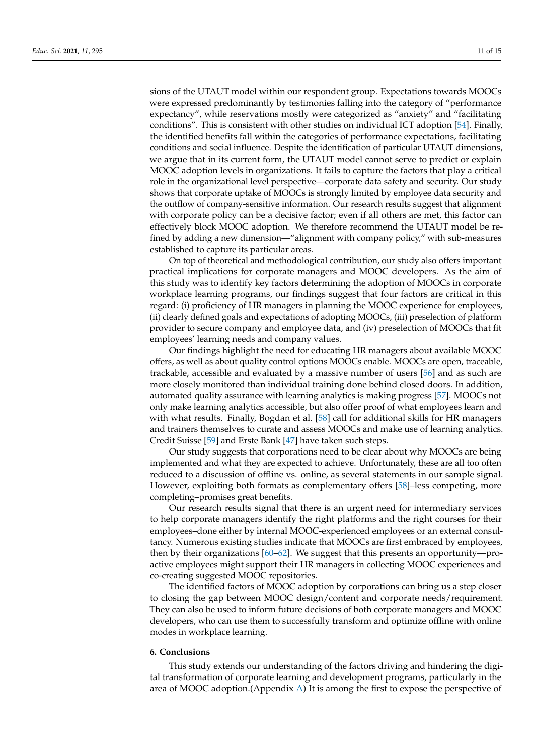sions of the UTAUT model within our respondent group. Expectations towards MOOCs were expressed predominantly by testimonies falling into the category of "performance expectancy", while reservations mostly were categorized as "anxiety" and "facilitating conditions". This is consistent with other studies on individual ICT adoption [54]. Finally, the identified benefits fall within the categories of performance expectations, facilitating conditions and social influence. Despite the identification of particular UTAUT dimensions, we argue that in its current form, the UTAUT model cannot serve to predict or explain MOOC adoption levels in organizations. It fails to capture the factors that play a critical role in the organizational level perspective—corporate data safety and security. Our study shows that corporate uptake of MOOCs is strongly limited by employee data security and the outflow of company-sensitive information. Our research results suggest that alignment with corporate policy can be a decisive factor; even if all others are met, this factor can effectively block MOOC adoption. We therefore recommend the UTAUT model be refined by adding a new dimension—"alignment with company policy," with sub-measures established to capture its particular areas.

On top of theoretical and methodological contribution, our study also offers important practical implications for corporate managers and MOOC developers. As the aim of this study was to identify key factors determining the adoption of MOOCs in corporate workplace learning programs, our findings suggest that four factors are critical in this regard: (i) proficiency of HR managers in planning the MOOC experience for employees, (ii) clearly defined goals and expectations of adopting MOOCs, (iii) preselection of platform provider to secure company and employee data, and (iv) preselection of MOOCs that fit employees' learning needs and company values.

Our findings highlight the need for educating HR managers about available MOOC offers, as well as about quality control options MOOCs enable. MOOCs are open, traceable, trackable, accessible and evaluated by a massive number of users [56] and as such are more closely monitored than individual training done behind closed doors. In addition, automated quality assurance with learning analytics is making progress [57]. MOOCs not only make learning analytics accessible, but also offer proof of what employees learn and with what results. Finally, Bogdan et al. [58] call for additional skills for HR managers and trainers themselves to curate and assess MOOCs and make use of learning analytics. Credit Suisse [59] and Erste Bank [47] have taken such steps.

Our study suggests that corporations need to be clear about why MOOCs are being implemented and what they are expected to achieve. Unfortunately, these are all too often reduced to a discussion of offline vs. online, as several statements in our sample signal. However, exploiting both formats as complementary offers [58]–less competing, more completing–promises great benefits.

Our research results signal that there is an urgent need for intermediary services to help corporate managers identify the right platforms and the right courses for their employees–done either by internal MOOC-experienced employees or an external consultancy. Numerous existing studies indicate that MOOCs are first embraced by employees, then by their organizations [60–62]. We suggest that this presents an opportunity—proactive employees might support their HR managers in collecting MOOC experiences and co-creating suggested MOOC repositories.

The identified factors of MOOC adoption by corporations can bring us a step closer to closing the gap between MOOC design/content and corporate needs/requirement. They can also be used to inform future decisions of both corporate managers and MOOC developers, who can use them to successfully transform and optimize offline with online modes in workplace learning.

## 6. Conclusions

This study extends our understanding of the factors driving and hindering the digital transformation of corporate learning and development programs, particularly in the area of MOOC adoption.(Appendix A) It is among the first to expose the perspective of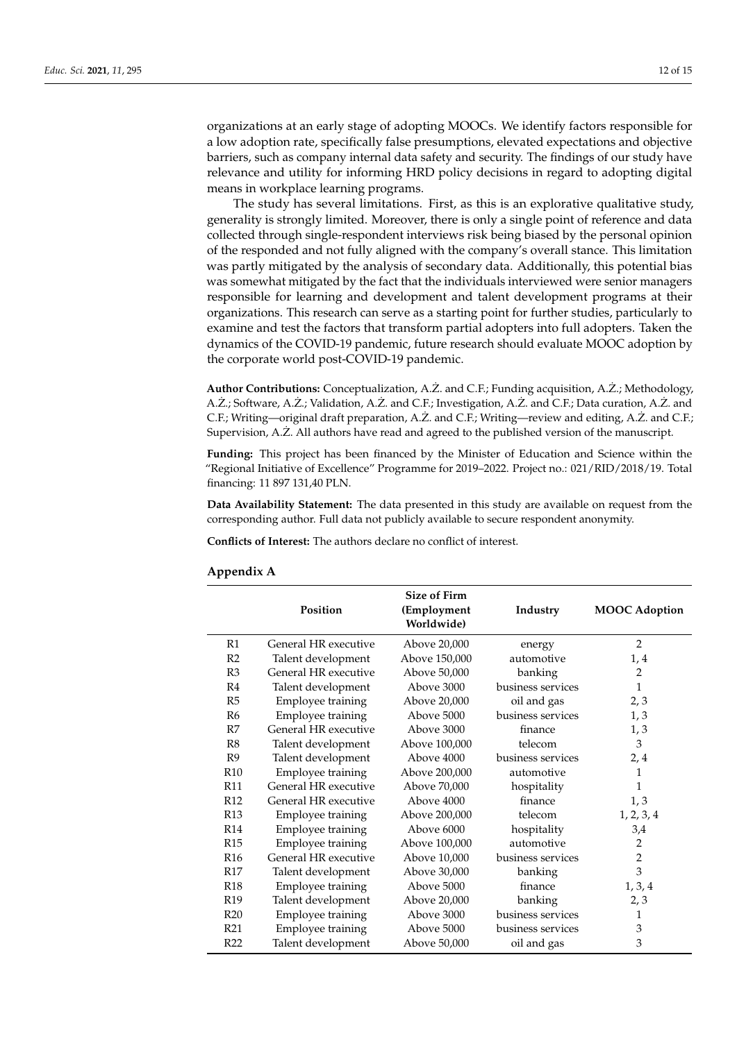organizations at an early stage of adopting MOOCs. We identify factors responsible for a low adoption rate, specifically false presumptions, elevated expectations and objective barriers, such as company internal data safety and security. The findings of our study have relevance and utility for informing HRD policy decisions in regard to adopting digital means in workplace learning programs.

The study has several limitations. First, as this is an explorative qualitative study, generality is strongly limited. Moreover, there is only a single point of reference and data collected through single-respondent interviews risk being biased by the personal opinion of the responded and not fully aligned with the company's overall stance. This limitation was partly mitigated by the analysis of secondary data. Additionally, this potential bias was somewhat mitigated by the fact that the individuals interviewed were senior managers responsible for learning and development and talent development programs at their organizations. This research can serve as a starting point for further studies, particularly to examine and test the factors that transform partial adopters into full adopters. Taken the dynamics of the COVID-19 pandemic, future research should evaluate MOOC adoption by the corporate world post-COVID-19 pandemic.

**Author Contributions:** Conceptualization, A.Ż. and C.F.; Funding acquisition, A.Ż.; Methodology, A.Ż.; Software, A.Ż.; Validation, A.Ż. and C.F.; Investigation, A.Ż. and C.F.; Data curation, A.Ż. and C.F.; Writing—original draft preparation, A.Ż. and C.F.; Writing—review and editing, A.Ż. and C.F.; Supervision, A.Ż. All authors have read and agreed to the published version of the manuscript.

**Funding:** This project has been financed by the Minister of Education and Science within the "Regional Initiative of Excellence" Programme for 2019–2022. Project no.: 021/RID/2018/19. Total financing: 11 897 131,40 PLN.

**Data Availability Statement:** The data presented in this study are available on request from the corresponding author. Full data not publicly available to secure respondent anonymity.

**Conflicts of Interest:** The authors declare no conflict of interest.

## Appendix A

| | Position | Size of Firm (Employment Worldwide) | Industry | MOOC Adoption |
|---|---|---|---|---|
| R1 | General HR executive | Above 20,000 | energy | 2 |
| R2 | Talent development | Above 150,000 | automotive | 1, 4 |
| R3 | General HR executive | Above 50,000 | banking | 2 |
| R4 | Talent development | Above 3000 | business services | 1 |
| R5 | Employee training | Above 20,000 | oil and gas | 2, 3 |
| R6 | Employee training | Above 5000 | business services | 1, 3 |
| R7 | General HR executive | Above 3000 | finance | 1, 3 |
| R8 | Talent development | Above 100,000 | telecom | 3 |
| R9 | Talent development | Above 4000 | business services | 2, 4 |
| R10 | Employee training | Above 200,000 | automotive | 1 |
| R11 | General HR executive | Above 70,000 | hospitality | 1 |
| R12 | General HR executive | Above 4000 | finance | 1, 3 |
| R13 | Employee training | Above 200,000 | telecom | 1, 2, 3, 4 |
| R14 | Employee training | Above 6000 | hospitality | 3,4 |
| R15 | Employee training | Above 100,000 | automotive | 2 |
| R16 | General HR executive | Above 10,000 | business services | 2 |
| R17 | Talent development | Above 30,000 | banking | 3 |
| R18 | Employee training | Above 5000 | finance | 1, 3, 4 |
| R19 | Talent development | Above 20,000 | banking | 2, 3 |
| R20 | Employee training | Above 3000 | business services | 1 |
| R21 | Employee training | Above 5000 | business services | 3 |
| R22 | Talent development | Above 50,000 | oil and gas | 3 |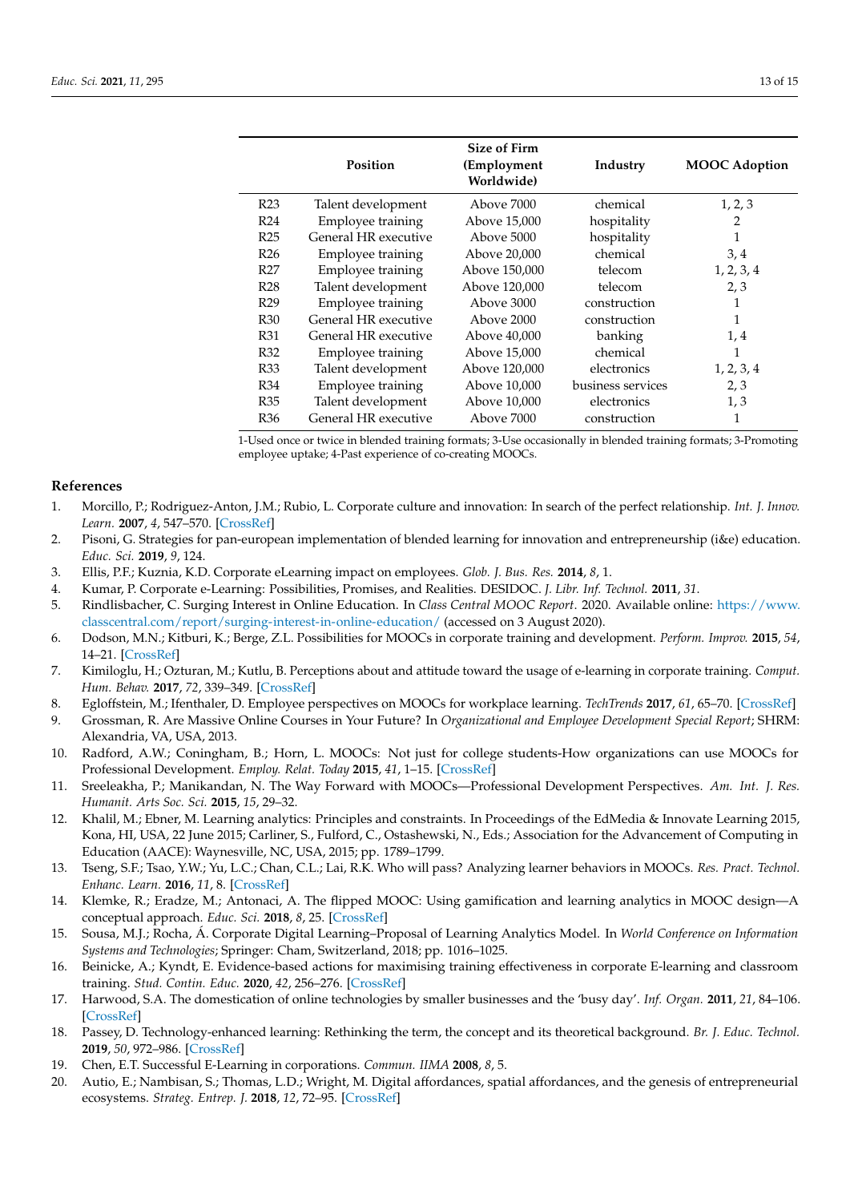|  | Position | Size of Firm (Employment Worldwide) | Industry | MOOC Adoption |
|---|---|---|---|---|
| R23 | Talent development | Above 7000 | chemical | 1, 2, 3 |
| R24 | Employee training | Above 15,000 | hospitality | 2 |
| R25 | General HR executive | Above 5000 | hospitality | 1 |
| R26 | Employee training | Above 20,000 | chemical | 3, 4 |
| R27 | Employee training | Above 150,000 | telecom | 1, 2, 3, 4 |
| R28 | Talent development | Above 120,000 | telecom | 2, 3 |
| R29 | Employee training | Above 3000 | construction | 1 |
| R30 | General HR executive | Above 2000 | construction | 1 |
| R31 | General HR executive | Above 40,000 | banking | 1, 4 |
| R32 | Employee training | Above 15,000 | chemical | 1 |
| R33 | Talent development | Above 120,000 | electronics | 1, 2, 3, 4 |
| R34 | Employee training | Above 10,000 | business services | 2, 3 |
| R35 | Talent development | Above 10,000 | electronics | 1, 3 |
| R36 | General HR executive | Above 7000 | construction | 1 |

1-Used once or twice in blended training formats; 3-Use occasionally in blended training formats; 3-Promoting employee uptake; 4-Past experience of co-creating MOOCs.

## References

1. Morcillo, P.; Rodriguez-Anton, J.M.; Rubio, L. Corporate culture and innovation: In search of the perfect relationship. *Int. J. Innov. Learn.* **2007**, *4*, 547–570. [CrossRef]
2. Pisoni, G. Strategies for pan-european implementation of blended learning for innovation and entrepreneurship (i&e) education. *Educ. Sci.* **2019**, *9*, 124.
3. Ellis, P.F.; Kuznia, K.D. Corporate eLearning impact on employees. *Glob. J. Bus. Res.* **2014**, *8*, 1.
4. Kumar, P. Corporate e-Learning: Possibilities, Promises, and Realities. DESIDOC. *J. Libr. Inf. Technol.* **2011**, *31*.
5. Rindlisbacher, C. Surging Interest in Online Education. In *Class Central MOOC Report*. 2020. Available online: https://www.classcentral.com/report/surging-interest-in-online-education/ (accessed on 3 August 2020).
6. Dodson, M.N.; Kitburi, K.; Berge, Z.L. Possibilities for MOOCs in corporate training and development. *Perform. Improv.* **2015**, *54*, 14–21. [CrossRef]
7. Kimiloglu, H.; Ozturan, M.; Kutlu, B. Perceptions about and attitude toward the usage of e-learning in corporate training. *Comput. Hum. Behav.* **2017**, *72*, 339–349. [CrossRef]
8. Egloffstein, M.; Ifenthaler, D. Employee perspectives on MOOCs for workplace learning. *TechTrends* **2017**, *61*, 65–70. [CrossRef]
9. Grossman, R. Are Massive Online Courses in Your Future? In *Organizational and Employee Development Special Report*; SHRM: Alexandria, VA, USA, 2013.
10. Radford, A.W.; Coningham, B.; Horn, L. MOOCs: Not just for college students-How organizations can use MOOCs for Professional Development. *Employ. Relat. Today* **2015**, *41*, 1–15. [CrossRef]
11. Sreeleakha, P.; Manikandan, N. The Way Forward with MOOCs—Professional Development Perspectives. *Am. Int. J. Res. Humanit. Arts Soc. Sci.* **2015**, *15*, 29–32.
12. Khalil, M.; Ebner, M. Learning analytics: Principles and constraints. In Proceedings of the EdMedia & Innovate Learning 2015, Kona, HI, USA, 22 June 2015; Carliner, S., Fulford, C., Ostashewski, N., Eds.; Association for the Advancement of Computing in Education (AACE): Waynesville, NC, USA, 2015; pp. 1789–1799.
13. Tseng, S.F.; Tsao, Y.W.; Yu, L.C.; Chan, C.L.; Lai, R.K. Who will pass? Analyzing learner behaviors in MOOCs. *Res. Pract. Technol. Enhanc. Learn.* **2016**, *11*, 8. [CrossRef]
14. Klemke, R.; Eradze, M.; Antonaci, A. The flipped MOOC: Using gamification and learning analytics in MOOC design—A conceptual approach. *Educ. Sci.* **2018**, *8*, 25. [CrossRef]
15. Sousa, M.J.; Rocha, Á. Corporate Digital Learning–Proposal of Learning Analytics Model. In *World Conference on Information Systems and Technologies*; Springer: Cham, Switzerland, 2018; pp. 1016–1025.
16. Beinicke, A.; Kyndt, E. Evidence-based actions for maximising training effectiveness in corporate E-learning and classroom training. *Stud. Contin. Educ.* **2020**, *42*, 256–276. [CrossRef]
17. Harwood, S.A. The domestication of online technologies by smaller businesses and the 'busy day'. *Inf. Organ.* **2011**, *21*, 84–106. [CrossRef]
18. Passey, D. Technology-enhanced learning: Rethinking the term, the concept and its theoretical background. *Br. J. Educ. Technol.* **2019**, *50*, 972–986. [CrossRef]
19. Chen, E.T. Successful E-Learning in corporations. *Commun. IIMA* **2008**, *8*, 5.
20. Autio, E.; Nambisan, S.; Thomas, L.D.; Wright, M. Digital affordances, spatial affordances, and the genesis of entrepreneurial ecosystems. *Strateg. Entrep. J.* **2018**, *12*, 72–95. [CrossRef]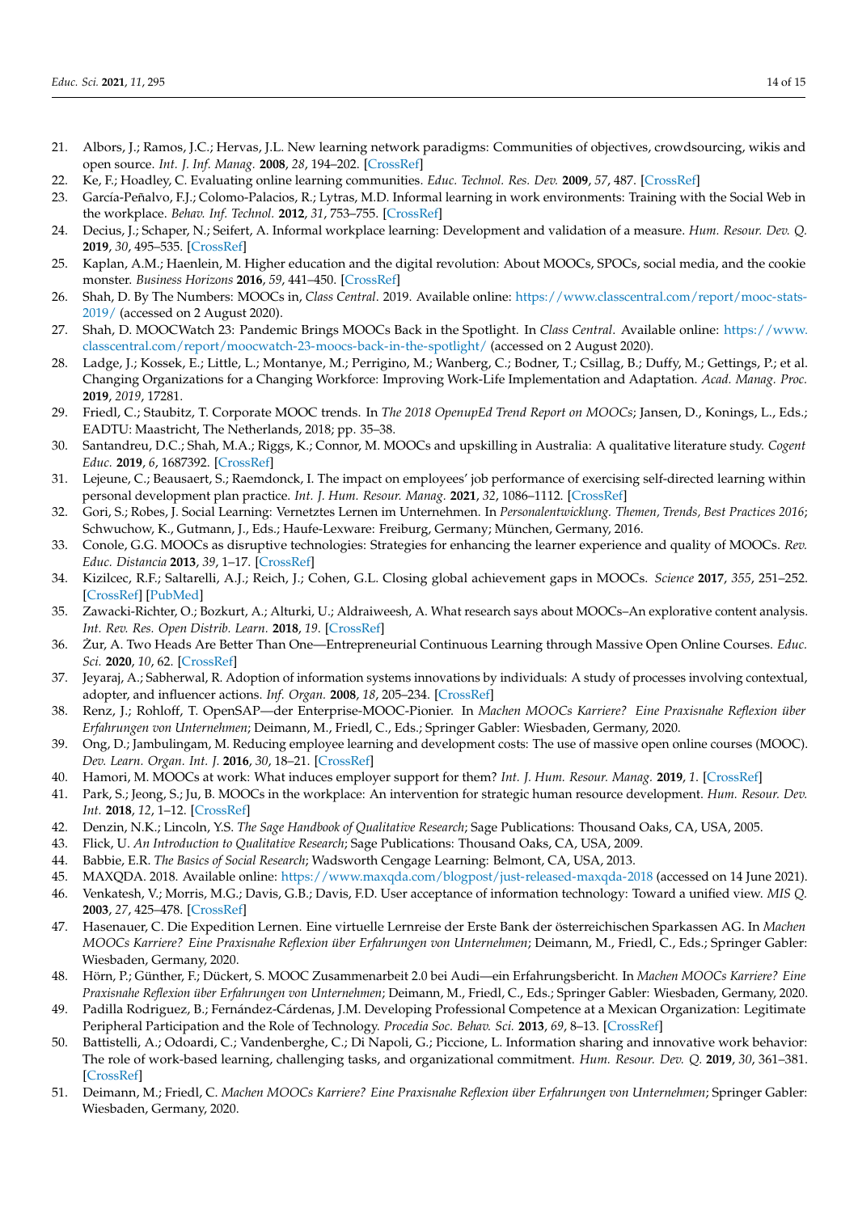21. Albors, J.; Ramos, J.C.; Hervas, J.L. New learning network paradigms: Communities of objectives, crowdsourcing, wikis and open source. *Int. J. Inf. Manag.* **2008**, *28*, 194–202. [CrossRef]
22. Ke, F.; Hoadley, C. Evaluating online learning communities. *Educ. Technol. Res. Dev.* **2009**, *57*, 487. [CrossRef]
23. García-Peñalvo, F.J.; Colomo-Palacios, R.; Lytras, M.D. Informal learning in work environments: Training with the Social Web in the workplace. *Behav. Inf. Technol.* **2012**, *31*, 753–755. [CrossRef]
24. Decius, J.; Schaper, N.; Seifert, A. Informal workplace learning: Development and validation of a measure. *Hum. Resour. Dev. Q.* **2019**, *30*, 495–535. [CrossRef]
25. Kaplan, A.M.; Haenlein, M. Higher education and the digital revolution: About MOOCs, SPOCs, social media, and the cookie monster. *Business Horizons* **2016**, *59*, 441–450. [CrossRef]
26. Shah, D. By The Numbers: MOOCs in, *Class Central*. 2019. Available online: https://www.classcentral.com/report/mooc-stats-2019/ (accessed on 2 August 2020).
27. Shah, D. MOOCWatch 23: Pandemic Brings MOOCs Back in the Spotlight. In *Class Central*. Available online: https://www.classcentral.com/report/moocwatch-23-moocs-back-in-the-spotlight/ (accessed on 2 August 2020).
28. Ladge, J.; Kossek, E.; Little, L.; Montanye, M.; Perrigino, M.; Wanberg, C.; Bodner, T.; Csillag, B.; Duffy, M.; Gettings, P.; et al. Changing Organizations for a Changing Workforce: Improving Work-Life Implementation and Adaptation. *Acad. Manag. Proc.* **2019**, *2019*, 17281.
29. Friedl, C.; Staubitz, T. Corporate MOOC trends. In *The 2018 OpenupEd Trend Report on MOOCs*; Jansen, D., Konings, L., Eds.; EADTU: Maastricht, The Netherlands, 2018; pp. 35–38.
30. Santandreu, D.C.; Shah, M.A.; Riggs, K.; Connor, M. MOOCs and upskilling in Australia: A qualitative literature study. *Cogent Educ.* **2019**, *6*, 1687392. [CrossRef]
31. Lejeune, C.; Beausaert, S.; Raemdonck, I. The impact on employees' job performance of exercising self-directed learning within personal development plan practice. *Int. J. Hum. Resour. Manag.* **2021**, *32*, 1086–1112. [CrossRef]
32. Gori, S.; Robes, J. Social Learning: Vernetztes Lernen im Unternehmen. In *Personalentwicklung. Themen, Trends, Best Practices 2016*; Schwuchow, K., Gutmann, J., Eds.; Haufe-Lexware: Freiburg, Germany; München, Germany, 2016.
33. Conole, G.G. MOOCs as disruptive technologies: Strategies for enhancing the learner experience and quality of MOOCs. *Rev. Educ. Distancia* **2013**, *39*, 1–17. [CrossRef]
34. Kizilcec, R.F.; Saltarelli, A.J.; Reich, J.; Cohen, G.L. Closing global achievement gaps in MOOCs. *Science* **2017**, *355*, 251–252. [CrossRef] [PubMed]
35. Zawacki-Richter, O.; Bozkurt, A.; Alturki, U.; Aldraiweesh, A. What research says about MOOCs–An explorative content analysis. *Int. Rev. Res. Open Distrib. Learn.* **2018**, *19*. [CrossRef]
36. Żur, A. Two Heads Are Better Than One—Entrepreneurial Continuous Learning through Massive Open Online Courses. *Educ. Sci.* **2020**, *10*, 62. [CrossRef]
37. Jeyaraj, A.; Sabherwal, R. Adoption of information systems innovations by individuals: A study of processes involving contextual, adopter, and influencer actions. *Inf. Organ.* **2008**, *18*, 205–234. [CrossRef]
38. Renz, J.; Rohloff, T. OpenSAP—der Enterprise-MOOC-Pionier. In *Machen MOOCs Karriere? Eine Praxisnahe Reflexion über Erfahrungen von Unternehmen*; Deimann, M., Friedl, C., Eds.; Springer Gabler: Wiesbaden, Germany, 2020.
39. Ong, D.; Jambulingam, M. Reducing employee learning and development costs: The use of massive open online courses (MOOC). *Dev. Learn. Organ. Int. J.* **2016**, *30*, 18–21. [CrossRef]
40. Hamori, M. MOOCs at work: What induces employer support for them? *Int. J. Hum. Resour. Manag.* **2019**, *1*. [CrossRef]
41. Park, S.; Jeong, S.; Ju, B. MOOCs in the workplace: An intervention for strategic human resource development. *Hum. Resour. Dev. Int.* **2018**, *12*, 1–12. [CrossRef]
42. Denzin, N.K.; Lincoln, Y.S. *The Sage Handbook of Qualitative Research*; Sage Publications: Thousand Oaks, CA, USA, 2005.
43. Flick, U. *An Introduction to Qualitative Research*; Sage Publications: Thousand Oaks, CA, USA, 2009.
44. Babbie, E.R. *The Basics of Social Research*; Wadsworth Cengage Learning: Belmont, CA, USA, 2013.
45. MAXQDA. 2018. Available online: https://www.maxqda.com/blogpost/just-released-maxqda-2018 (accessed on 14 June 2021).
46. Venkatesh, V.; Morris, M.G.; Davis, G.B.; Davis, F.D. User acceptance of information technology: Toward a unified view. *MIS Q.* **2003**, *27*, 425–478. [CrossRef]
47. Hasenauer, C. Die Expedition Lernen. Eine virtuelle Lernreise der Erste Bank der österreichischen Sparkassen AG. In *Machen MOOCs Karriere? Eine Praxisnahe Reflexion über Erfahrungen von Unternehmen*; Deimann, M., Friedl, C., Eds.; Springer Gabler: Wiesbaden, Germany, 2020.
48. Hörn, P.; Günther, F.; Dückert, S. MOOC Zusammenarbeit 2.0 bei Audi—ein Erfahrungsbericht. In *Machen MOOCs Karriere? Eine Praxisnahe Reflexion über Erfahrungen von Unternehmen*; Deimann, M., Friedl, C., Eds.; Springer Gabler: Wiesbaden, Germany, 2020.
49. Padilla Rodriguez, B.; Fernández-Cárdenas, J.M. Developing Professional Competence at a Mexican Organization: Legitimate Peripheral Participation and the Role of Technology. *Procedia Soc. Behav. Sci.* **2013**, *69*, 8–13. [CrossRef]
50. Battistelli, A.; Odoardi, C.; Vandenberghe, C.; Di Napoli, G.; Piccione, L. Information sharing and innovative work behavior: The role of work-based learning, challenging tasks, and organizational commitment. *Hum. Resour. Dev. Q.* **2019**, *30*, 361–381. [CrossRef]
51. Deimann, M.; Friedl, C. *Machen MOOCs Karriere? Eine Praxisnahe Reflexion über Erfahrungen von Unternehmen*; Springer Gabler: Wiesbaden, Germany, 2020.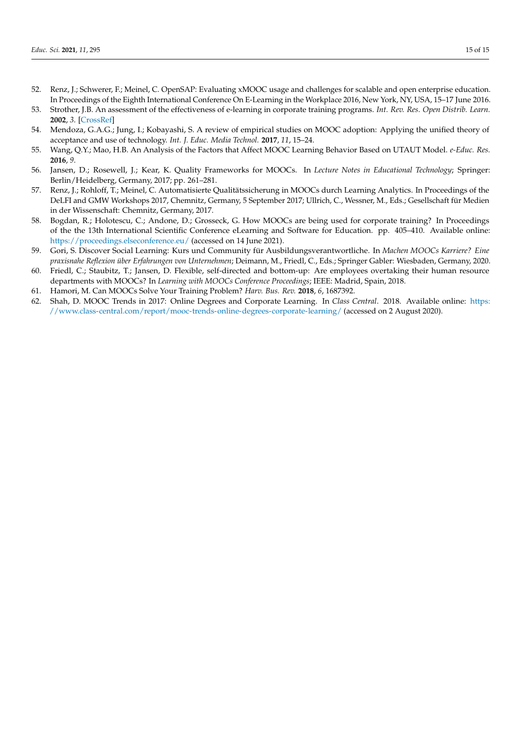52. Renz, J.; Schwerer, F.; Meinel, C. OpenSAP: Evaluating xMOOC usage and challenges for scalable and open enterprise education. In Proceedings of the Eighth International Conference On E-Learning in the Workplace 2016, New York, NY, USA, 15–17 June 2016.
53. Strother, J.B. An assessment of the effectiveness of e-learning in corporate training programs. *Int. Rev. Res. Open Distrib. Learn.* **2002**, *3*. [CrossRef]
54. Mendoza, G.A.G.; Jung, I.; Kobayashi, S. A review of empirical studies on MOOC adoption: Applying the unified theory of acceptance and use of technology. *Int. J. Educ. Media Technol.* **2017**, *11*, 15–24.
55. Wang, Q.Y.; Mao, H.B. An Analysis of the Factors that Affect MOOC Learning Behavior Based on UTAUT Model. *e-Educ. Res.* **2016**, *9*.
56. Jansen, D.; Rosewell, J.; Kear, K. Quality Frameworks for MOOCs. In *Lecture Notes in Educational Technology*; Springer: Berlin/Heidelberg, Germany, 2017; pp. 261–281.
57. Renz, J.; Rohloff, T.; Meinel, C. Automatisierte Qualitätssicherung in MOOCs durch Learning Analytics. In Proceedings of the DeLFI and GMW Workshops 2017, Chemnitz, Germany, 5 September 2017; Ullrich, C., Wessner, M., Eds.; Gesellschaft für Medien in der Wissenschaft: Chemnitz, Germany, 2017.
58. Bogdan, R.; Holotescu, C.; Andone, D.; Grosseck, G. How MOOCs are being used for corporate training? In Proceedings of the the 13th International Scientific Conference eLearning and Software for Education. pp. 405–410. Available online: https://proceedings.elseconference.eu/ (accessed on 14 June 2021).
59. Gori, S. Discover Social Learning: Kurs und Community für Ausbildungsverantwortliche. In *Machen MOOCs Karriere? Eine praxisnahe Reflexion über Erfahrungen von Unternehmen*; Deimann, M., Friedl, C., Eds.; Springer Gabler: Wiesbaden, Germany, 2020.
60. Friedl, C.; Staubitz, T.; Jansen, D. Flexible, self-directed and bottom-up: Are employees overtaking their human resource departments with MOOCs? In *Learning with MOOCs Conference Proceedings*; IEEE: Madrid, Spain, 2018.
61. Hamori, M. Can MOOCs Solve Your Training Problem? *Harv. Bus. Rev.* **2018**, *6*, 1687392.
62. Shah, D. MOOC Trends in 2017: Online Degrees and Corporate Learning. In *Class Central*. 2018. Available online: https://www.class-central.com/report/mooc-trends-online-degrees-corporate-learning/ (accessed on 2 August 2020).